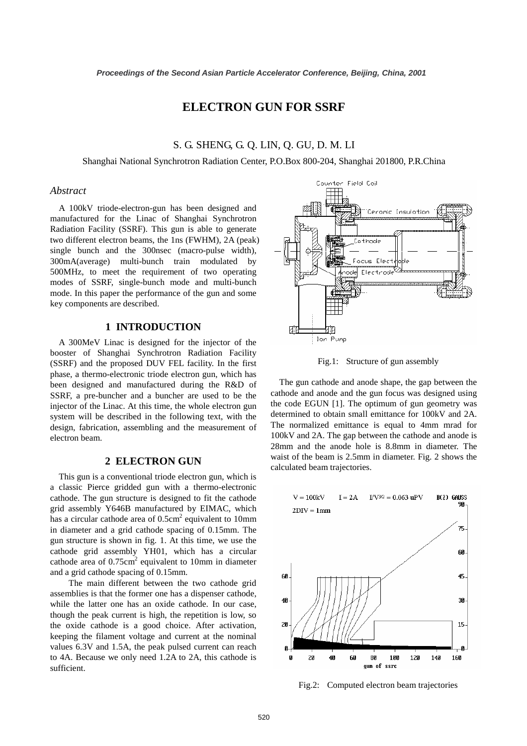# ELECTRON GUN FOR SSRF

S. G. SHENG, G. Q. LIN, Q. GU, D. M. LI

Shanghai National Synchrotron Radiation Center, P.O.Box 800-204, Shanghai 201800, P.R.China

## *Abstract*

A 100kV triode-electron-gun has been designed and manufactured for the Linac of Shanghai Synchrotron Radiation Facility (SSRF). This gun is able to generate two different electron beams, the 1ns (FWHM), 2A (peak) single bunch and the 300nsec (macro-pulse width), 300mA(average) multi-bunch train modulated by 500MHz, to meet the requirement of two operating modes of SSRF, single-bunch mode and multi-bunch mode. In this paper the performance of the gun and some key components are described.

## 1 INTRODUCTION

A 300MeV Linac is designed for the injector of the booster of Shanghai Synchrotron Radiation Facility (SSRF) and the proposed DUV FEL facility. In the first phase, a thermo-electronic triode electron gun, which has been designed and manufactured during the R&D of SSRF, a pre-buncher and a buncher are used to be the injector of the Linac. At this time, the whole electron gun system will be described in the following text, with the design, fabrication, assembling and the measurement of electron beam.

## 2 ELECTRON GUN

This gun is a conventional triode electron gun, which is a classic Pierce gridded gun with a thermo-electronic cathode. The gun structure is designed to fit the cathode grid assembly Y646B manufactured by EIMAC, which has a circular cathode area of $0.5\text{cm}^2$ equivalent to 10mm in diameter and a grid cathode spacing of 0.15mm. The gun structure is shown in fig. 1. At this time, we use the cathode grid assembly YH01, which has a circular cathode area of $0.75\text{cm}^2$ equivalent to 10mm in diameter and a grid cathode spacing of 0.15mm.

The main different between the two cathode grid assemblies is that the former one has a dispenser cathode, while the latter one has an oxide cathode. In our case, though the peak current is high, the repetition is low, so the oxide cathode is a good choice. After activation, keeping the filament voltage and current at the nominal values 6.3V and 1.5A, the peak pulsed current can reach to 4A. Because we only need 1.2A to 2A, this cathode is sufficient.

Fig.1: Structure of gun assembly

The gun cathode and anode shape, the gap between the cathode and anode and the gun focus was designed using the code EGUN [1]. The optimum of gun geometry was determined to obtain small emittance for 100kV and 2A. The normalized emittance is equal to 4mm mrad for 100kV and 2A. The gap between the cathode and anode is 28mm and the anode hole is 8.8mm in diameter. The waist of the beam is 2.5mm in diameter. Fig. 2 shows the calculated beam trajectories.

Fig.2: Computed electron beam trajectories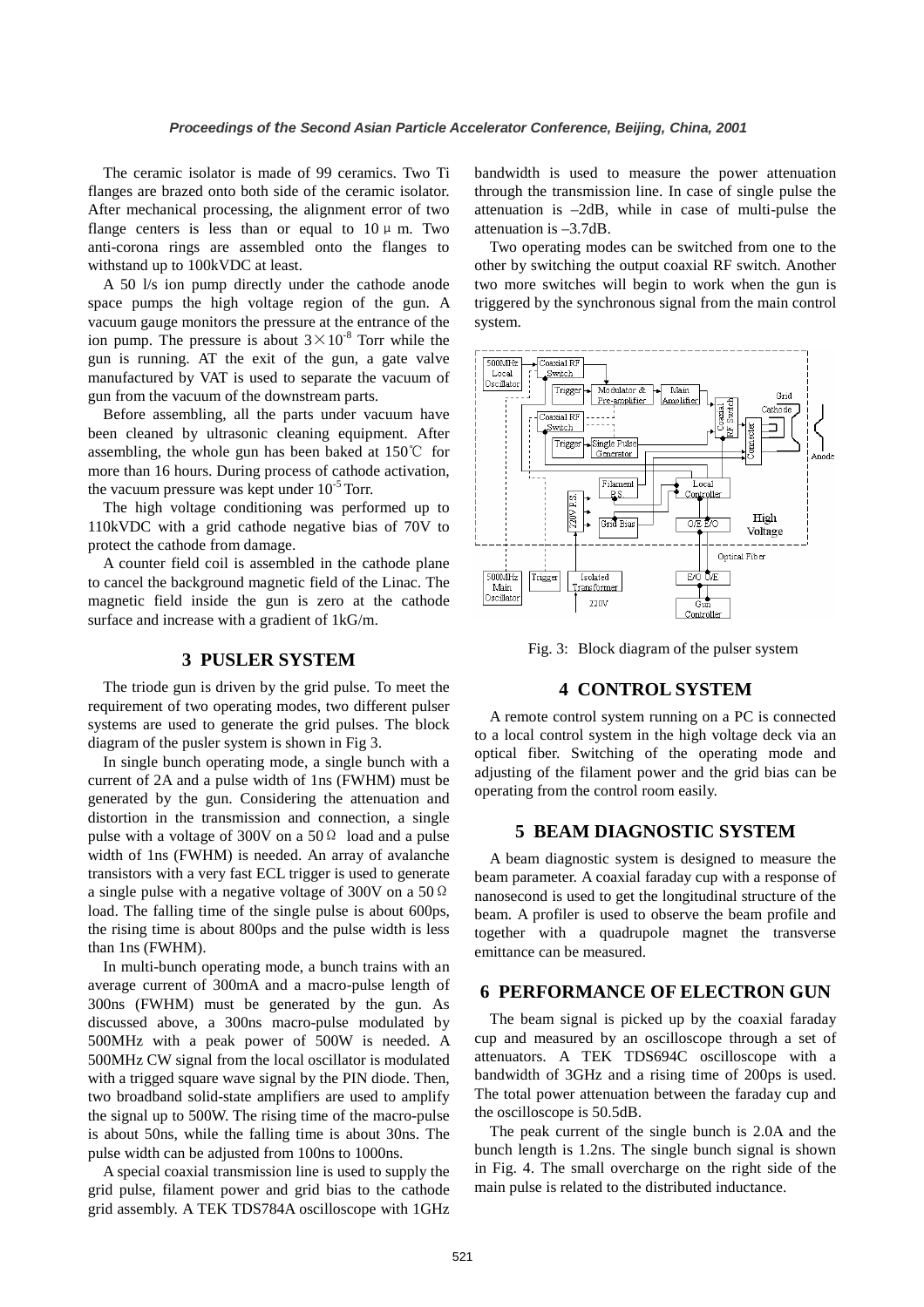The ceramic isolator is made of 99 ceramics. Two Ti flanges are brazed onto both side of the ceramic isolator. After mechanical processing, the alignment error of two flange centers is less than or equal to 10μm. Two anti-corona rings are assembled onto the flanges to withstand up to 100kVDC at least.

A 50 l/s ion pump directly under the cathode anode space pumps the high voltage region of the gun. A vacuum gauge monitors the pressure at the entrance of the ion pump. The pressure is about $3\times10^{-8}$ Torr while the gun is running. AT the exit of the gun, a gate valve manufactured by VAT is used to separate the vacuum of gun from the vacuum of the downstream parts.

Before assembling, all the parts under vacuum have been cleaned by ultrasonic cleaning equipment. After assembling, the whole gun has been baked at 150℃ for more than 16 hours. During process of cathode activation, the vacuum pressure was kept under $10^{-5}$ Torr.

The high voltage conditioning was performed up to 110kVDC with a grid cathode negative bias of 70V to protect the cathode from damage.

A counter field coil is assembled in the cathode plane to cancel the background magnetic field of the Linac. The magnetic field inside the gun is zero at the cathode surface and increase with a gradient of 1kG/m.

## 3 PUSLER SYSTEM

The triode gun is driven by the grid pulse. To meet the requirement of two operating modes, two different pulser systems are used to generate the grid pulses. The block diagram of the pusler system is shown in Fig 3.

In single bunch operating mode, a single bunch with a current of 2A and a pulse width of 1ns (FWHM) must be generated by the gun. Considering the attenuation and distortion in the transmission and connection, a single pulse with a voltage of 300V on a 50Ω load and a pulse width of 1ns (FWHM) is needed. An array of avalanche transistors with a very fast ECL trigger is used to generate a single pulse with a negative voltage of 300V on a 50Ω load. The falling time of the single pulse is about 600ps, the rising time is about 800ps and the pulse width is less than 1ns (FWHM).

In multi-bunch operating mode, a bunch trains with an average current of 300mA and a macro-pulse length of 300ns (FWHM) must be generated by the gun. As discussed above, a 300ns macro-pulse modulated by 500MHz with a peak power of 500W is needed. A 500MHz CW signal from the local oscillator is modulated with a trigged square wave signal by the PIN diode. Then, two broadband solid-state amplifiers are used to amplify the signal up to 500W. The rising time of the macro-pulse is about 50ns, while the falling time is about 30ns. The pulse width can be adjusted from 100ns to 1000ns.

A special coaxial transmission line is used to supply the grid pulse, filament power and grid bias to the cathode grid assembly. A TEK TDS784A oscilloscope with 1GHz bandwidth is used to measure the power attenuation through the transmission line. In case of single pulse the attenuation is –2dB, while in case of multi-pulse the attenuation is –3.7dB.

Two operating modes can be switched from one to the other by switching the output coaxial RF switch. Another two more switches will begin to work when the gun is triggered by the synchronous signal from the main control system.

Fig. 3: Block diagram of the pulser system

## 4 CONTROL SYSTEM

A remote control system running on a PC is connected to a local control system in the high voltage deck via an optical fiber. Switching of the operating mode and adjusting of the filament power and the grid bias can be operating from the control room easily.

## 5 BEAM DIAGNOSTIC SYSTEM

A beam diagnostic system is designed to measure the beam parameter. A coaxial faraday cup with a response of nanosecond is used to get the longitudinal structure of the beam. A profiler is used to observe the beam profile and together with a quadrupole magnet the transverse emittance can be measured.

## 6 PERFORMANCE OF ELECTRON GUN

The beam signal is picked up by the coaxial faraday cup and measured by an oscilloscope through a set of attenuators. A TEK TDS694C oscilloscope with a bandwidth of 3GHz and a rising time of 200ps is used. The total power attenuation between the faraday cup and the oscilloscope is 50.5dB.

The peak current of the single bunch is 2.0A and the bunch length is 1.2ns. The single bunch signal is shown in Fig. 4. The small overcharge on the right side of the main pulse is related to the distributed inductance.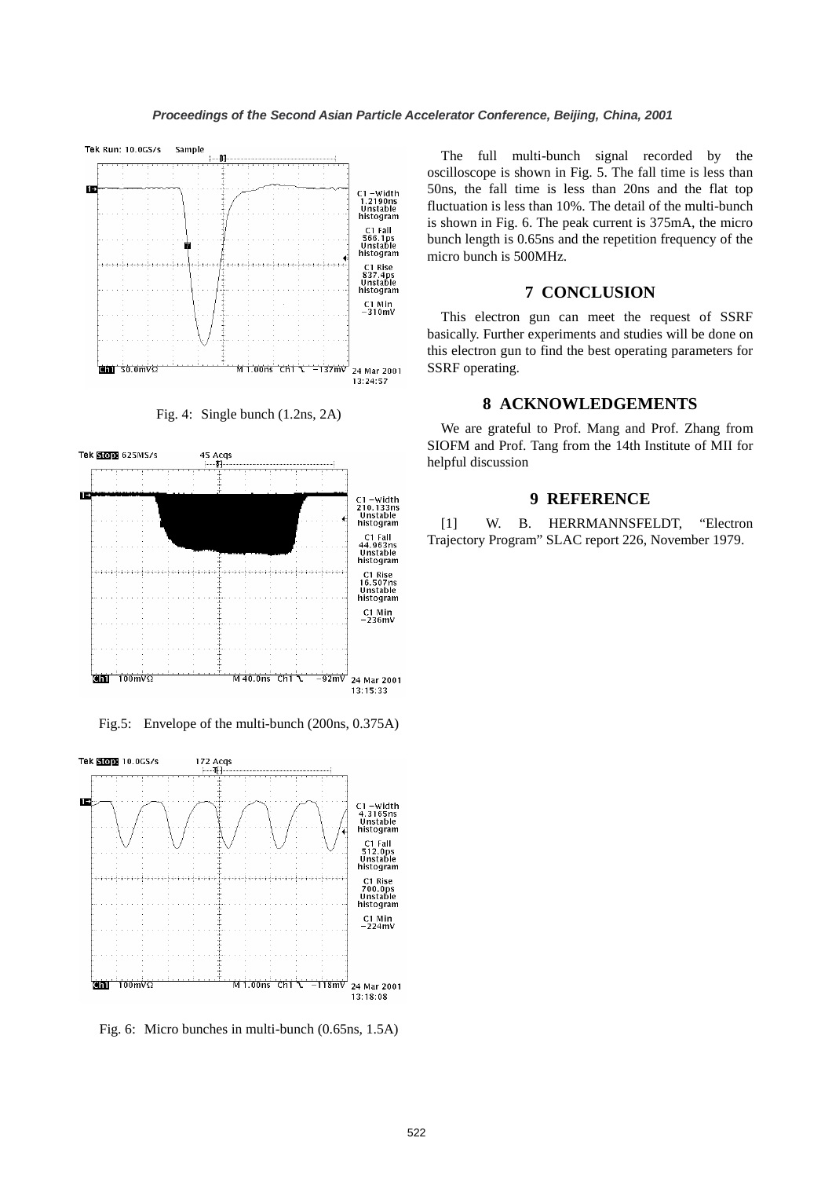Tek Run: 10.0GS/s Sample

C1 –Width
1.2190ns
Unstable
histogram

C1 Fall
566.1ps
Unstable
histogram

C1 Rise
837.4ps
Unstable
histogram

C1 Min
–310mV

Ch1 50.0mVΩ M 1.00ns Ch1 ⌄ –137mV 24 Mar 2001 13:24:57

Fig. 4: Single bunch (1.2ns, 2A)

Tek Stop: 625MS/s 45 Acqs

C1 –Width
210.133ns
Unstable
histogram

C1 Fall
44.963ns
Unstable
histogram

C1 Rise
16.507ns
Unstable
histogram

C1 Min
–236mV

Ch1 100mVΩ M 40.0ns Ch1 ⌄ –92mV 24 Mar 2001 13:15:33

Fig.5: Envelope of the multi-bunch (200ns, 0.375A)

Tek Stop: 10.0GS/s 172 Acqs

C1 –Width
4.3165ns
Unstable
histogram

C1 Fall
512.0ps
Unstable
histogram

C1 Rise
700.0ps
Unstable
histogram

C1 Min
–224mV

Ch1 100mVΩ M 1.00ns Ch1 ⌄ –118mV 24 Mar 2001 13:18:08

Fig. 6: Micro bunches in multi-bunch (0.65ns, 1.5A)

The full multi-bunch signal recorded by the oscilloscope is shown in Fig. 5. The fall time is less than 50ns, the fall time is less than 20ns and the flat top fluctuation is less than 10%. The detail of the multi-bunch is shown in Fig. 6. The peak current is 375mA, the micro bunch length is 0.65ns and the repetition frequency of the micro bunch is 500MHz.

## 7 CONCLUSION

This electron gun can meet the request of SSRF basically. Further experiments and studies will be done on this electron gun to find the best operating parameters for SSRF operating.

## 8 ACKNOWLEDGEMENTS

We are grateful to Prof. Mang and Prof. Zhang from SIOFM and Prof. Tang from the 14th Institute of MII for helpful discussion

## 9 REFERENCE

[1] W. B. HERRMANNSFELDT, "Electron Trajectory Program" SLAC report 226, November 1979.